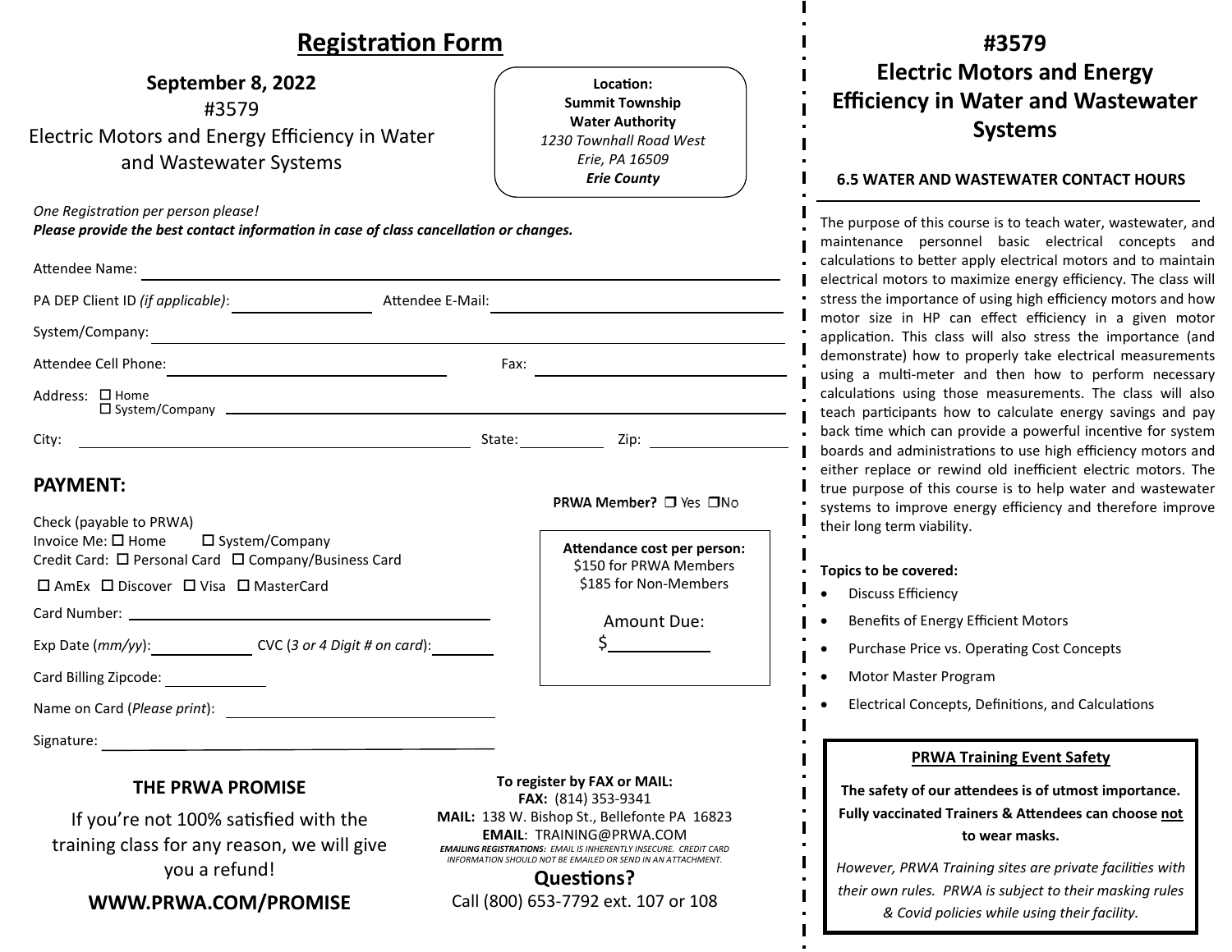# Registration Form

**September 8, 2022**

#3579

Electric Motors and Energy Efficiency in Water and Wastewater Systems

**Location:**
**Summit Township Water Authority**
*1230 Townhall Road West*
*Erie, PA 16509*
***Erie County***

*One Registration per person please!*
***Please provide the best contact information in case of class cancellation or changes.***

Attendee Name: ______________________________

PA DEP Client ID *(if applicable)*: ______________ Attendee E-Mail: ______________________

System/Company: ______________________________

Attendee Cell Phone: ______________________ Fax: ______________________

Address: ☐ Home ☐ System/Company ______________________________

City: ______________________ State: __________ Zip: __________

## PAYMENT:

**PRWA Member?** ☐ Yes ☐ No

Check (payable to PRWA)
Invoice Me: ☐ Home ☐ System/Company
Credit Card: ☐ Personal Card ☐ Company/Business Card
☐ AmEx ☐ Discover ☐ Visa ☐ MasterCard

Card Number: ______________________________

Exp Date (*mm/yy*): __________ CVC (*3 or 4 Digit # on card*): __________

Card Billing Zipcode: __________

Name on Card (*Please print*): ______________________

Signature: ______________________

**Attendance cost per person:**
$150 for PRWA Members
$185 for Non-Members

Amount Due:
$__________

### THE PRWA PROMISE

If you're not 100% satisfied with the training class for any reason, we will give you a refund!

**WWW.PRWA.COM/PROMISE**

**To register by FAX or MAIL:**
**FAX:** (814) 353-9341
**MAIL:** 138 W. Bishop St., Bellefonte PA 16823
**EMAIL**: TRAINING@PRWA.COM
***EMAILING REGISTRATIONS:*** *EMAIL IS INHERENTLY INSECURE. CREDIT CARD INFORMATION SHOULD NOT BE EMAILED OR SEND IN AN ATTACHMENT.*

**Questions?**
Call (800) 653-7792 ext. 107 or 108

# #3579 Electric Motors and Energy Efficiency in Water and Wastewater Systems

**6.5 WATER AND WASTEWATER CONTACT HOURS**

The purpose of this course is to teach water, wastewater, and maintenance personnel basic electrical concepts and calculations to better apply electrical motors and to maintain electrical motors to maximize energy efficiency. The class will stress the importance of using high efficiency motors and how motor size in HP can effect efficiency in a given motor application. This class will also stress the importance (and demonstrate) how to properly take electrical measurements using a multi-meter and then how to perform necessary calculations using those measurements. The class will also teach participants how to calculate energy savings and pay back time which can provide a powerful incentive for system boards and administrations to use high efficiency motors and either replace or rewind old inefficient electric motors. The true purpose of this course is to help water and wastewater systems to improve energy efficiency and therefore improve their long term viability.

**Topics to be covered:**

- Discuss Efficiency
- Benefits of Energy Efficient Motors
- Purchase Price vs. Operating Cost Concepts
- Motor Master Program
- Electrical Concepts, Definitions, and Calculations

**PRWA Training Event Safety**

**The safety of our attendees is of utmost importance. Fully vaccinated Trainers & Attendees can choose not to wear masks.**

*However, PRWA Training sites are private facilities with their own rules. PRWA is subject to their masking rules & Covid policies while using their facility.*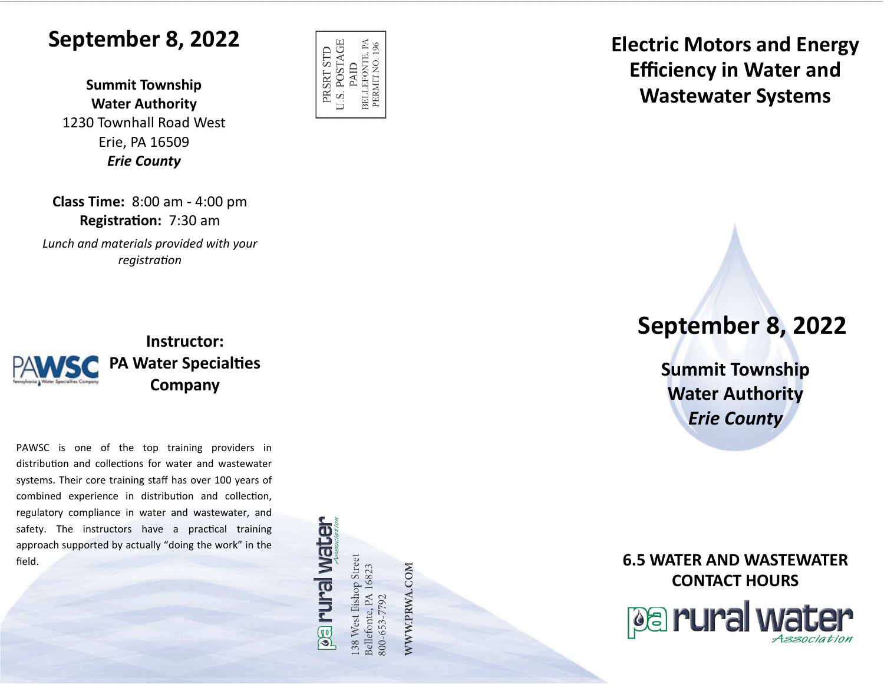# September 8, 2022

**Summit Township**
**Water Authority**
1230 Townhall Road West
Erie, PA 16509
***Erie County***

**Class Time:** 8:00 am - 4:00 pm
**Registration:** 7:30 am

*Lunch and materials provided with your registration*

**Instructor:**
**PA Water Specialties Company**

PAWSC is one of the top training providers in distribution and collections for water and wastewater systems. Their core training staff has over 100 years of combined experience in distribution and collection, regulatory compliance in water and wastewater, and safety. The instructors have a practical training approach supported by actually "doing the work" in the field.

PRSRT STD
U.S. POSTAGE
PAID
BELLEFONTE, PA
PERMIT NO. 196

pa rural water Association
138 West Bishop Street
Bellefonte, PA 16823
800-653-7792

WWW.PRWA.COM

# Electric Motors and Energy Efficiency in Water and Wastewater Systems

## September 8, 2022

**Summit Township**
**Water Authority**
***Erie County***

**6.5 WATER AND WASTEWATER CONTACT HOURS**

pa rural water Association